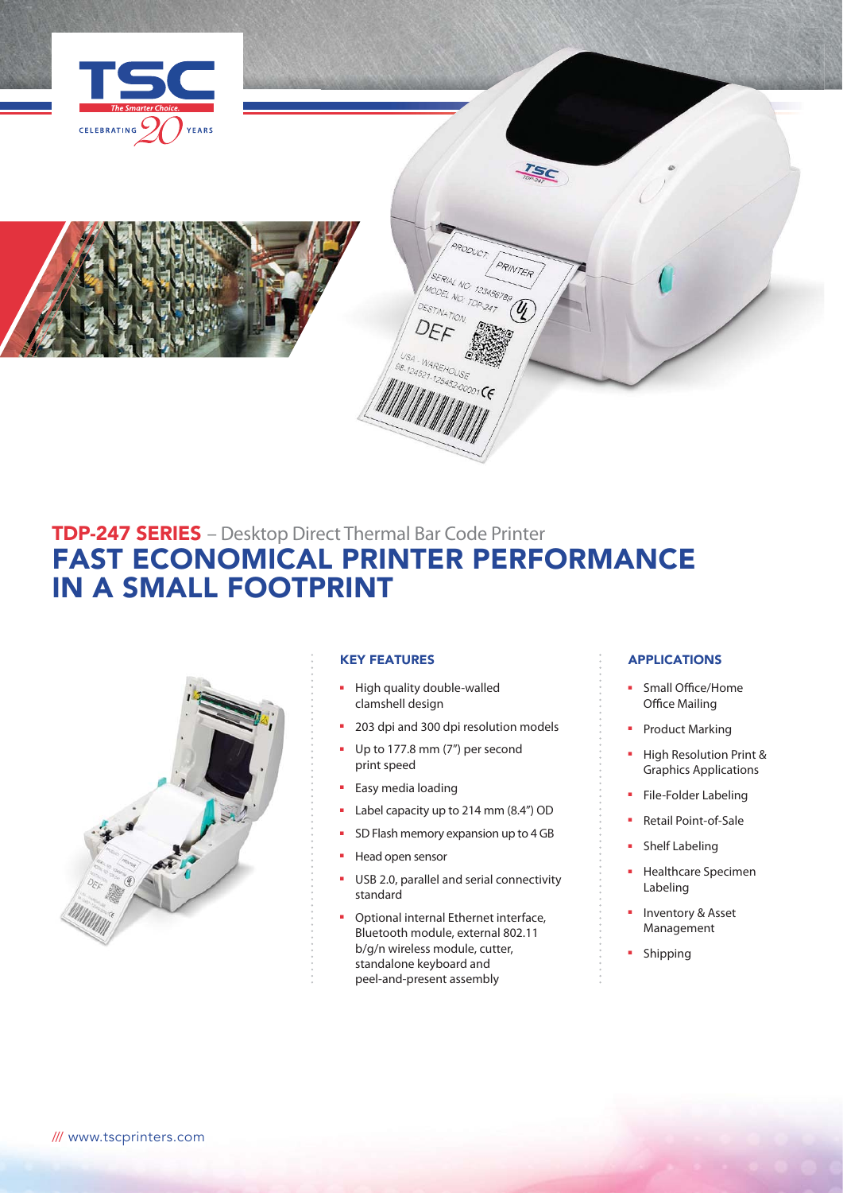# TDP-247 SERIES – Desktop Direct Thermal Bar Code Printer

## FAST ECONOMICAL PRINTER PERFORMANCE IN A SMALL FOOTPRINT

### KEY FEATURES

- High quality double-walled clamshell design
- 203 dpi and 300 dpi resolution models
- Up to 177.8 mm (7") per second print speed
- Easy media loading
- Label capacity up to 214 mm (8.4") OD
- SD Flash memory expansion up to 4 GB
- Head open sensor
- USB 2.0, parallel and serial connectivity standard
- Optional internal Ethernet interface, Bluetooth module, external 802.11 b/g/n wireless module, cutter, standalone keyboard and peel-and-present assembly

### APPLICATIONS

- Small Office/Home Office Mailing
- Product Marking
- High Resolution Print & Graphics Applications
- File-Folder Labeling
- Retail Point-of-Sale
- Shelf Labeling
- Healthcare Specimen Labeling
- Inventory & Asset Management
- Shipping

/// www.tscprinters.com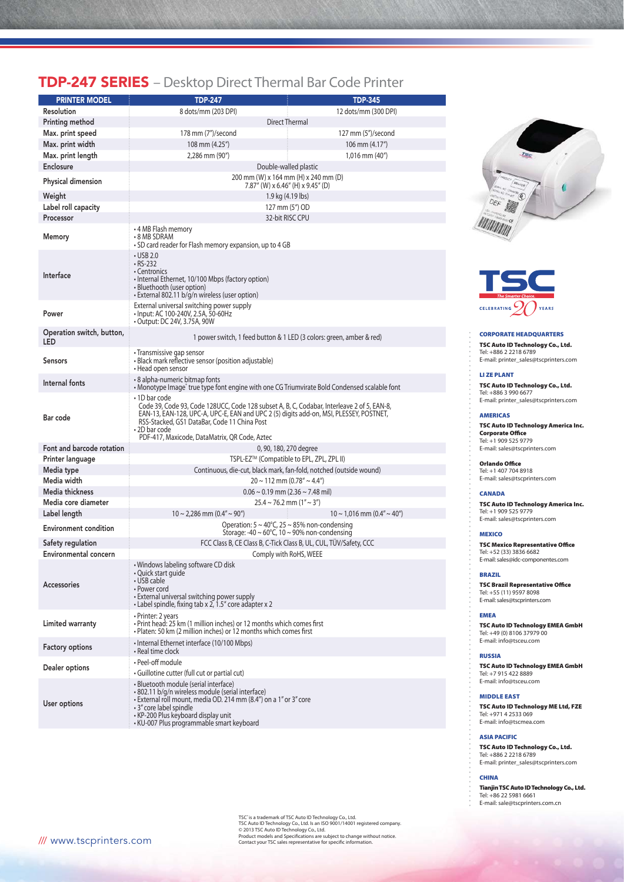# TDP-247 SERIES – Desktop Direct Thermal Bar Code Printer

| PRINTER MODEL | TDP-247 | TDP-345 |
|---|---|---|
| Resolution | 8 dots/mm (203 DPI) | 12 dots/mm (300 DPI) |
| Printing method | Direct Thermal | |
| Max. print speed | 178 mm (7")/second | 127 mm (5")/second |
| Max. print width | 108 mm (4.25") | 106 mm (4.17") |
| Max. print length | 2,286 mm (90") | 1,016 mm (40") |
| Enclosure | Double-walled plastic | |
| Physical dimension | 200 mm (W) x 164 mm (H) x 240 mm (D)<br>7.87" (W) x 6.46" (H) x 9.45" (D) | |
| Weight | 1.9 kg (4.19 lbs) | |
| Label roll capacity | 127 mm (5") OD | |
| Processor | 32-bit RISC CPU | |
| Memory | • 4 MB Flash memory<br>• 8 MB SDRAM<br>• SD card reader for Flash memory expansion, up to 4 GB | |
| Interface | • USB 2.0<br>• RS-232<br>• Centronics<br>• Internal Ethernet, 10/100 Mbps (factory option)<br>• Bluethooth (user option)<br>• External 802.11 b/g/n wireless (user option) | |
| Power | External universal switching power supply<br>• Input: AC 100-240V, 2.5A, 50-60Hz<br>• Output: DC 24V, 3.75A, 90W | |
| Operation switch, button, LED | 1 power switch, 1 feed button & 1 LED (3 colors: green, amber & red) | |
| Sensors | • Transmissive gap sensor<br>• Black mark reflective sensor (position adjustable)<br>• Head open sensor | |
| Internal fonts | • 8 alpha-numeric bitmap fonts<br>• Monotype Image® true type font engine with one CG Triumvirate Bold Condensed scalable font | |
| Bar code | • 1D bar code<br>Code 39, Code 93, Code 128UCC, Code 128 subset A, B, C, Codabar, Interleave 2 of 5, EAN-8, EAN-13, EAN-128, UPC-A, UPC-E, EAN and UPC 2 (5) digits add-on, MSI, PLESSEY, POSTNET, RSS-Stacked, GS1 DataBar, Code 11 China Post<br>• 2D bar code<br>PDF-417, Maxicode, DataMatrix, QR Code, Aztec | |
| Font and barcode rotation | 0, 90, 180, 270 degree | |
| Printer language | TSPL-EZ™ (Compatible to EPL, ZPL, ZPL II) | |
| Media type | Continuous, die-cut, black mark, fan-fold, notched (outside wound) | |
| Media width | 20 ~ 112 mm (0.78" ~ 4.4") | |
| Media thickness | 0.06 ~ 0.19 mm (2.36 ~ 7.48 mil) | |
| Media core diameter | 25.4 ~ 76.2 mm (1" ~ 3") | |
| Label length | 10 ~ 2,286 mm (0.4" ~ 90") | 10 ~ 1,016 mm (0.4" ~ 40") |
| Environment condition | Operation: 5 ~ 40°C, 25 ~ 85% non-condensing<br>Storage: -40 ~ 60°C, 10 ~ 90% non-condensing | |
| Safety regulation | FCC Class B, CE Class B, C-Tick Class B, UL, CUL, TÜV/Safety, CCC | |
| Environmental concern | Comply with RoHS, WEEE | |
| Accessories | • Windows labeling software CD disk<br>• Quick start guide<br>• USB cable<br>• Power cord<br>• External universal switching power supply<br>• Label spindle, fixing tab x 2, 1.5" core adapter x 2 | |
| Limited warranty | • Printer: 2 years<br>• Print head: 25 km (1 million inches) or 12 months which comes first<br>• Platen: 50 km (2 million inches) or 12 months which comes first | |
| Factory options | • Internal Ethernet interface (10/100 Mbps)<br>• Real time clock | |
| Dealer options | • Peel-off module<br>• Guillotine cutter (full cut or partial cut) | |
| User options | • Bluetooth module (serial interface)<br>• 802.11 b/g/n wireless module (serial interface)<br>• External roll mount, media OD. 214 mm (8.4") on a 1" or 3" core<br>• 3" core label spindle<br>• KP-200 Plus keyboard display unit<br>• KU-007 Plus programmable smart keyboard | |

TSC — The Smarter Choice — CELEBRATING 20 YEARS

**CORPORATE HEADQUARTERS**
**TSC Auto ID Technology Co., Ltd.**
Tel: +886 2 2218 6789
E-mail: printer_sales@tscprinters.com

**LI ZE PLANT**
**TSC Auto ID Technology Co., Ltd.**
Tel: +886 3 990 6677
E-mail: printer_sales@tscprinters.com

**AMERICAS**
**TSC Auto ID Technology America Inc.**
**Corporate Office**
Tel: +1 909 525 9779
E-mail: sales@tscprinters.com

**Orlando Office**
Tel: +1 407 704 8918
E-mail: sales@tscprinters.com

**CANADA**
**TSC Auto ID Technology America Inc.**
Tel: +1 909 525 9779
E-mail: sales@tscprinters.com

**MEXICO**
**TSC Mexico Representative Office**
Tel: +52 (33) 3836 6682
E-mail: sales@idc-componentes.com

**BRAZIL**
**TSC Brazil Representative Office**
Tel: +55 (11) 9597 8098
E-mail: sales@tscprinters.com

**EMEA**
**TSC Auto ID Technology EMEA GmbH**
Tel: +49 (0) 8106 37979 00
E-mail: info@tsceu.com

**RUSSIA**
**TSC Auto ID Technology EMEA GmbH**
Tel: +7 915 422 8889
E-mail: info@tsceu.com

**MIDDLE EAST**
**TSC Auto ID Technology ME Ltd, FZE**
Tel: +971 4 2533 069
E-mail: info@tscmea.com

**ASIA PACIFIC**
**TSC Auto ID Technology Co., Ltd.**
Tel: +886 2 2218 6789
E-mail: printer_sales@tscprinters.com

**CHINA**
**Tianjin TSC Auto ID Technology Co., Ltd.**
Tel: +86 22 5981 6661
E-mail: sale@tscprinters.com.cn

TSC® is a trademark of TSC Auto ID Technology Co., Ltd.
TSC Auto ID Technology Co., Ltd. Is an ISO 9001/14001 registered company.
© 2013 TSC Auto ID Technology Co., Ltd.
Product models and Specifications are subject to change without notice.
Contact your TSC sales representative for specific information.

/// www.tscprinters.com